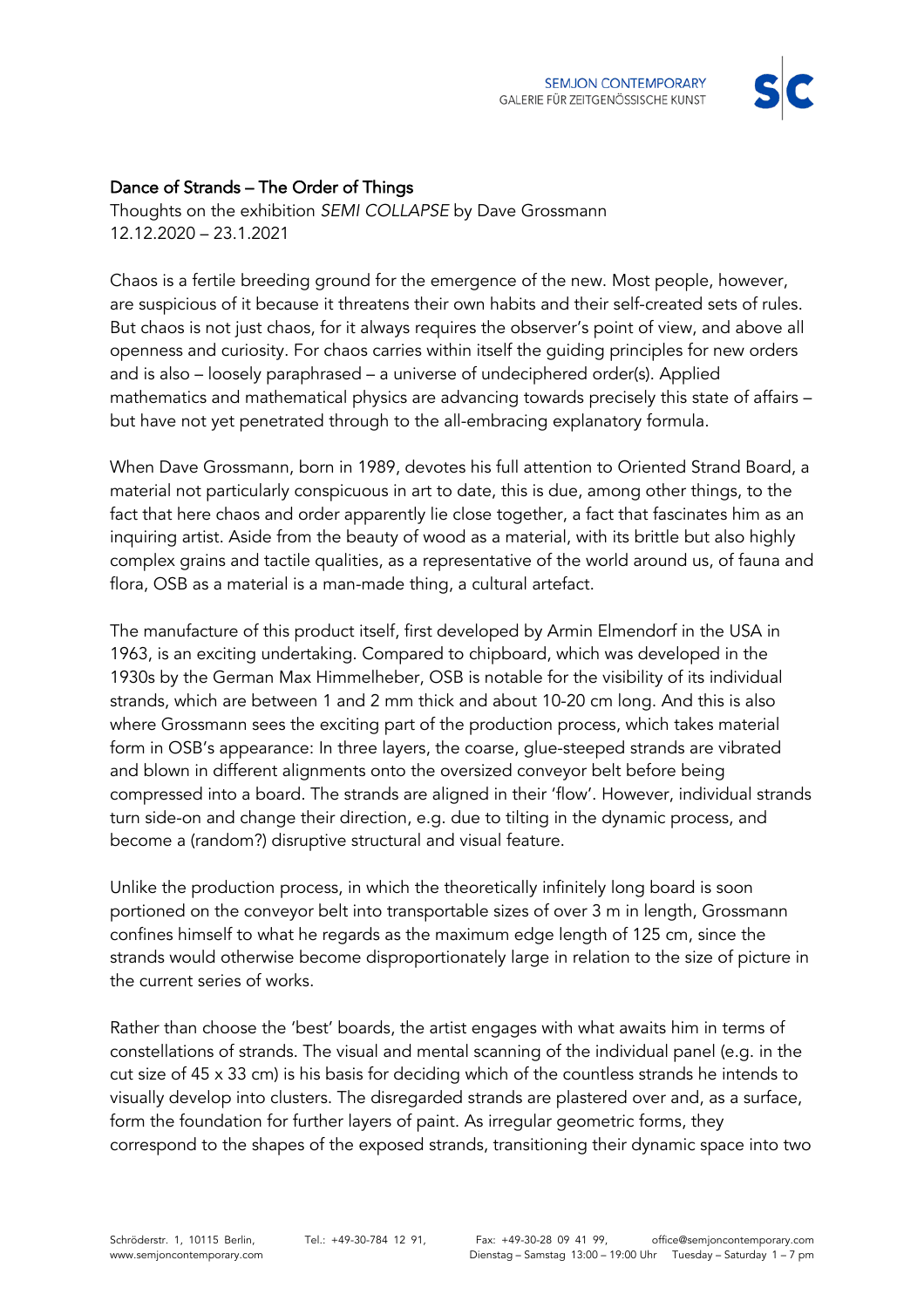## Dance of Strands – The Order of Things

Thoughts on the exhibition *SEMI COLLAPSE* by Dave Grossmann
12.12.2020 – 23.1.2021

Chaos is a fertile breeding ground for the emergence of the new. Most people, however, are suspicious of it because it threatens their own habits and their self-created sets of rules. But chaos is not just chaos, for it always requires the observer's point of view, and above all openness and curiosity. For chaos carries within itself the guiding principles for new orders and is also – loosely paraphrased – a universe of undeciphered order(s). Applied mathematics and mathematical physics are advancing towards precisely this state of affairs – but have not yet penetrated through to the all-embracing explanatory formula.

When Dave Grossmann, born in 1989, devotes his full attention to Oriented Strand Board, a material not particularly conspicuous in art to date, this is due, among other things, to the fact that here chaos and order apparently lie close together, a fact that fascinates him as an inquiring artist. Aside from the beauty of wood as a material, with its brittle but also highly complex grains and tactile qualities, as a representative of the world around us, of fauna and flora, OSB as a material is a man-made thing, a cultural artefact.

The manufacture of this product itself, first developed by Armin Elmendorf in the USA in 1963, is an exciting undertaking. Compared to chipboard, which was developed in the 1930s by the German Max Himmelheber, OSB is notable for the visibility of its individual strands, which are between 1 and 2 mm thick and about 10-20 cm long. And this is also where Grossmann sees the exciting part of the production process, which takes material form in OSB's appearance: In three layers, the coarse, glue-steeped strands are vibrated and blown in different alignments onto the oversized conveyor belt before being compressed into a board. The strands are aligned in their 'flow'. However, individual strands turn side-on and change their direction, e.g. due to tilting in the dynamic process, and become a (random?) disruptive structural and visual feature.

Unlike the production process, in which the theoretically infinitely long board is soon portioned on the conveyor belt into transportable sizes of over 3 m in length, Grossmann confines himself to what he regards as the maximum edge length of 125 cm, since the strands would otherwise become disproportionately large in relation to the size of picture in the current series of works.

Rather than choose the 'best' boards, the artist engages with what awaits him in terms of constellations of strands. The visual and mental scanning of the individual panel (e.g. in the cut size of 45 x 33 cm) is his basis for deciding which of the countless strands he intends to visually develop into clusters. The disregarded strands are plastered over and, as a surface, form the foundation for further layers of paint. As irregular geometric forms, they correspond to the shapes of the exposed strands, transitioning their dynamic space into two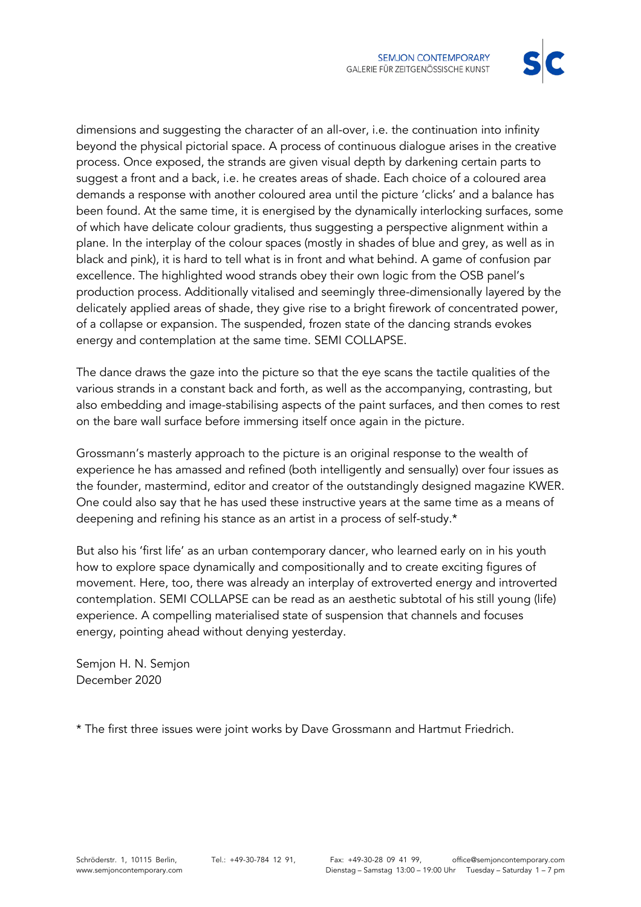dimensions and suggesting the character of an all-over, i.e. the continuation into infinity beyond the physical pictorial space. A process of continuous dialogue arises in the creative process. Once exposed, the strands are given visual depth by darkening certain parts to suggest a front and a back, i.e. he creates areas of shade. Each choice of a coloured area demands a response with another coloured area until the picture 'clicks' and a balance has been found. At the same time, it is energised by the dynamically interlocking surfaces, some of which have delicate colour gradients, thus suggesting a perspective alignment within a plane. In the interplay of the colour spaces (mostly in shades of blue and grey, as well as in black and pink), it is hard to tell what is in front and what behind. A game of confusion par excellence. The highlighted wood strands obey their own logic from the OSB panel's production process. Additionally vitalised and seemingly three-dimensionally layered by the delicately applied areas of shade, they give rise to a bright firework of concentrated power, of a collapse or expansion. The suspended, frozen state of the dancing strands evokes energy and contemplation at the same time. SEMI COLLAPSE.

The dance draws the gaze into the picture so that the eye scans the tactile qualities of the various strands in a constant back and forth, as well as the accompanying, contrasting, but also embedding and image-stabilising aspects of the paint surfaces, and then comes to rest on the bare wall surface before immersing itself once again in the picture.

Grossmann's masterly approach to the picture is an original response to the wealth of experience he has amassed and refined (both intelligently and sensually) over four issues as the founder, mastermind, editor and creator of the outstandingly designed magazine KWER. One could also say that he has used these instructive years at the same time as a means of deepening and refining his stance as an artist in a process of self-study.*

But also his 'first life' as an urban contemporary dancer, who learned early on in his youth how to explore space dynamically and compositionally and to create exciting figures of movement. Here, too, there was already an interplay of extroverted energy and introverted contemplation. SEMI COLLAPSE can be read as an aesthetic subtotal of his still young (life) experience. A compelling materialised state of suspension that channels and focuses energy, pointing ahead without denying yesterday.

Semjon H. N. Semjon
December 2020

* The first three issues were joint works by Dave Grossmann and Hartmut Friedrich.